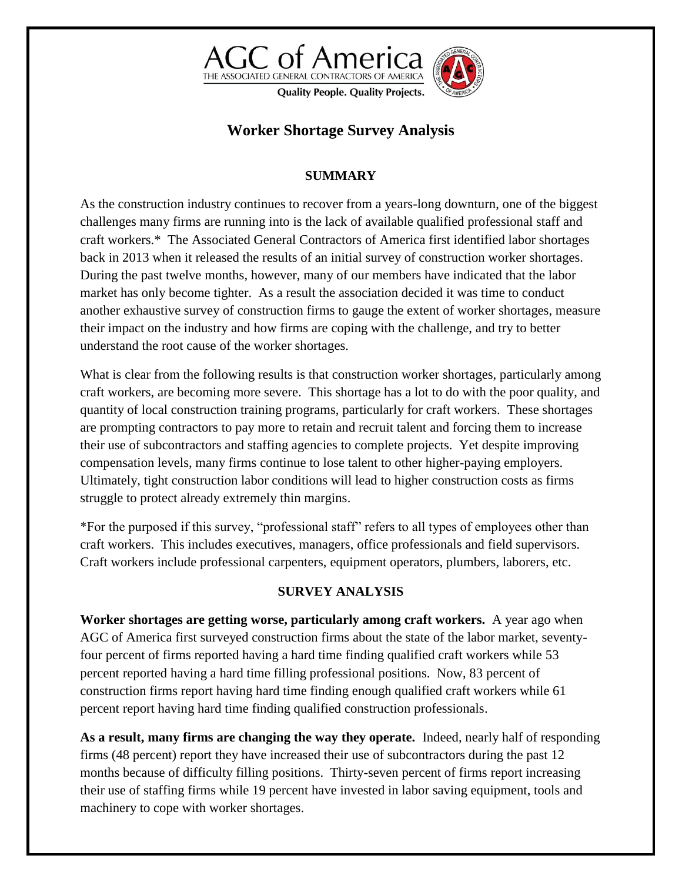AGC of America
THE ASSOCIATED GENERAL CONTRACTORS OF AMERICA
Quality People. Quality Projects.

# Worker Shortage Survey Analysis

## SUMMARY

As the construction industry continues to recover from a years-long downturn, one of the biggest challenges many firms are running into is the lack of available qualified professional staff and craft workers.* The Associated General Contractors of America first identified labor shortages back in 2013 when it released the results of an initial survey of construction worker shortages. During the past twelve months, however, many of our members have indicated that the labor market has only become tighter. As a result the association decided it was time to conduct another exhaustive survey of construction firms to gauge the extent of worker shortages, measure their impact on the industry and how firms are coping with the challenge, and try to better understand the root cause of the worker shortages.

What is clear from the following results is that construction worker shortages, particularly among craft workers, are becoming more severe. This shortage has a lot to do with the poor quality, and quantity of local construction training programs, particularly for craft workers. These shortages are prompting contractors to pay more to retain and recruit talent and forcing them to increase their use of subcontractors and staffing agencies to complete projects. Yet despite improving compensation levels, many firms continue to lose talent to other higher-paying employers. Ultimately, tight construction labor conditions will lead to higher construction costs as firms struggle to protect already extremely thin margins.

*For the purposed if this survey, "professional staff" refers to all types of employees other than craft workers. This includes executives, managers, office professionals and field supervisors. Craft workers include professional carpenters, equipment operators, plumbers, laborers, etc.

## SURVEY ANALYSIS

**Worker shortages are getting worse, particularly among craft workers.** A year ago when AGC of America first surveyed construction firms about the state of the labor market, seventy-four percent of firms reported having a hard time finding qualified craft workers while 53 percent reported having a hard time filling professional positions. Now, 83 percent of construction firms report having hard time finding enough qualified craft workers while 61 percent report having hard time finding qualified construction professionals.

**As a result, many firms are changing the way they operate.** Indeed, nearly half of responding firms (48 percent) report they have increased their use of subcontractors during the past 12 months because of difficulty filling positions. Thirty-seven percent of firms report increasing their use of staffing firms while 19 percent have invested in labor saving equipment, tools and machinery to cope with worker shortages.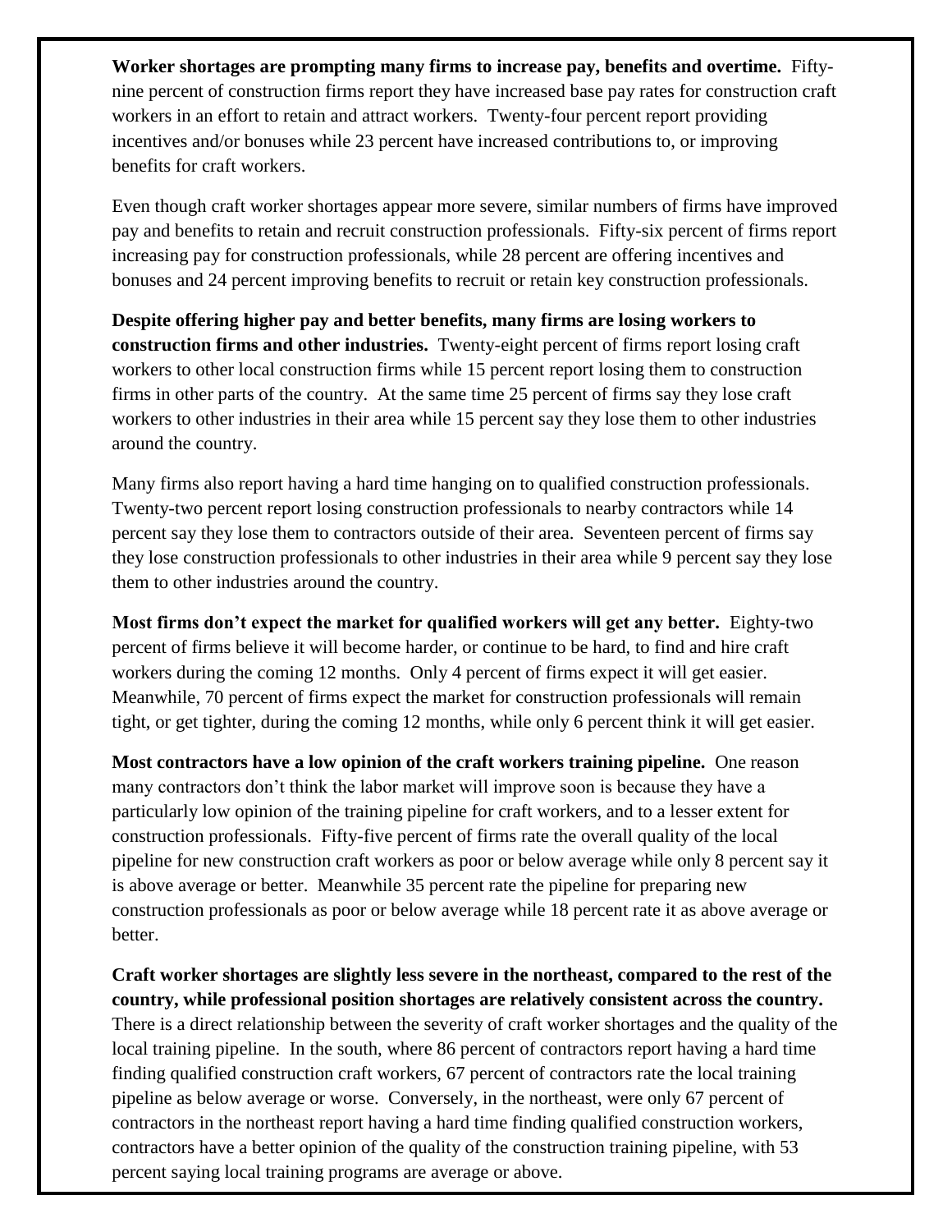**Worker shortages are prompting many firms to increase pay, benefits and overtime.** Fifty-nine percent of construction firms report they have increased base pay rates for construction craft workers in an effort to retain and attract workers. Twenty-four percent report providing incentives and/or bonuses while 23 percent have increased contributions to, or improving benefits for craft workers.

Even though craft worker shortages appear more severe, similar numbers of firms have improved pay and benefits to retain and recruit construction professionals. Fifty-six percent of firms report increasing pay for construction professionals, while 28 percent are offering incentives and bonuses and 24 percent improving benefits to recruit or retain key construction professionals.

**Despite offering higher pay and better benefits, many firms are losing workers to construction firms and other industries.** Twenty-eight percent of firms report losing craft workers to other local construction firms while 15 percent report losing them to construction firms in other parts of the country. At the same time 25 percent of firms say they lose craft workers to other industries in their area while 15 percent say they lose them to other industries around the country.

Many firms also report having a hard time hanging on to qualified construction professionals. Twenty-two percent report losing construction professionals to nearby contractors while 14 percent say they lose them to contractors outside of their area. Seventeen percent of firms say they lose construction professionals to other industries in their area while 9 percent say they lose them to other industries around the country.

**Most firms don't expect the market for qualified workers will get any better.** Eighty-two percent of firms believe it will become harder, or continue to be hard, to find and hire craft workers during the coming 12 months. Only 4 percent of firms expect it will get easier. Meanwhile, 70 percent of firms expect the market for construction professionals will remain tight, or get tighter, during the coming 12 months, while only 6 percent think it will get easier.

**Most contractors have a low opinion of the craft workers training pipeline.** One reason many contractors don't think the labor market will improve soon is because they have a particularly low opinion of the training pipeline for craft workers, and to a lesser extent for construction professionals. Fifty-five percent of firms rate the overall quality of the local pipeline for new construction craft workers as poor or below average while only 8 percent say it is above average or better. Meanwhile 35 percent rate the pipeline for preparing new construction professionals as poor or below average while 18 percent rate it as above average or better.

**Craft worker shortages are slightly less severe in the northeast, compared to the rest of the country, while professional position shortages are relatively consistent across the country.** There is a direct relationship between the severity of craft worker shortages and the quality of the local training pipeline. In the south, where 86 percent of contractors report having a hard time finding qualified construction craft workers, 67 percent of contractors rate the local training pipeline as below average or worse. Conversely, in the northeast, were only 67 percent of contractors in the northeast report having a hard time finding qualified construction workers, contractors have a better opinion of the quality of the construction training pipeline, with 53 percent saying local training programs are average or above.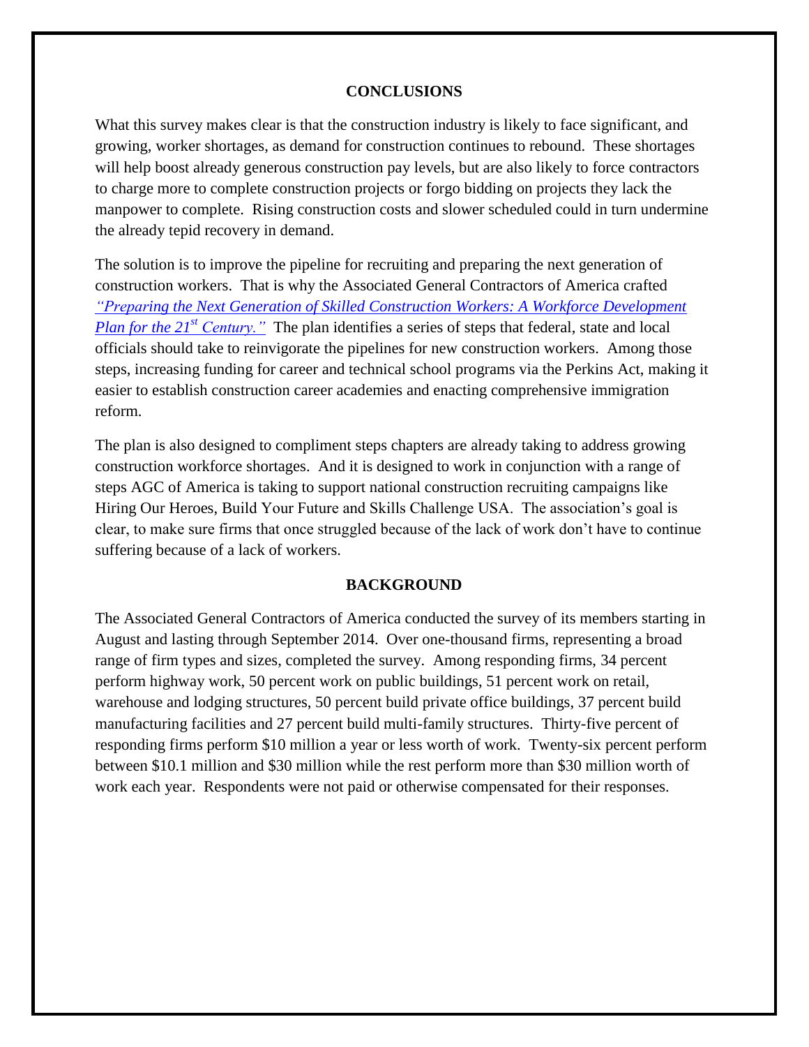## CONCLUSIONS

What this survey makes clear is that the construction industry is likely to face significant, and growing, worker shortages, as demand for construction continues to rebound. These shortages will help boost already generous construction pay levels, but are also likely to force contractors to charge more to complete construction projects or forgo bidding on projects they lack the manpower to complete. Rising construction costs and slower scheduled could in turn undermine the already tepid recovery in demand.

The solution is to improve the pipeline for recruiting and preparing the next generation of construction workers. That is why the Associated General Contractors of America crafted *"Preparing the Next Generation of Skilled Construction Workers: A Workforce Development Plan for the 21st Century."* The plan identifies a series of steps that federal, state and local officials should take to reinvigorate the pipelines for new construction workers. Among those steps, increasing funding for career and technical school programs via the Perkins Act, making it easier to establish construction career academies and enacting comprehensive immigration reform.

The plan is also designed to compliment steps chapters are already taking to address growing construction workforce shortages. And it is designed to work in conjunction with a range of steps AGC of America is taking to support national construction recruiting campaigns like Hiring Our Heroes, Build Your Future and Skills Challenge USA. The association's goal is clear, to make sure firms that once struggled because of the lack of work don't have to continue suffering because of a lack of workers.

## BACKGROUND

The Associated General Contractors of America conducted the survey of its members starting in August and lasting through September 2014. Over one-thousand firms, representing a broad range of firm types and sizes, completed the survey. Among responding firms, 34 percent perform highway work, 50 percent work on public buildings, 51 percent work on retail, warehouse and lodging structures, 50 percent build private office buildings, 37 percent build manufacturing facilities and 27 percent build multi-family structures. Thirty-five percent of responding firms perform $10 million a year or less worth of work. Twenty-six percent perform between $10.1 million and $30 million while the rest perform more than $30 million worth of work each year. Respondents were not paid or otherwise compensated for their responses.